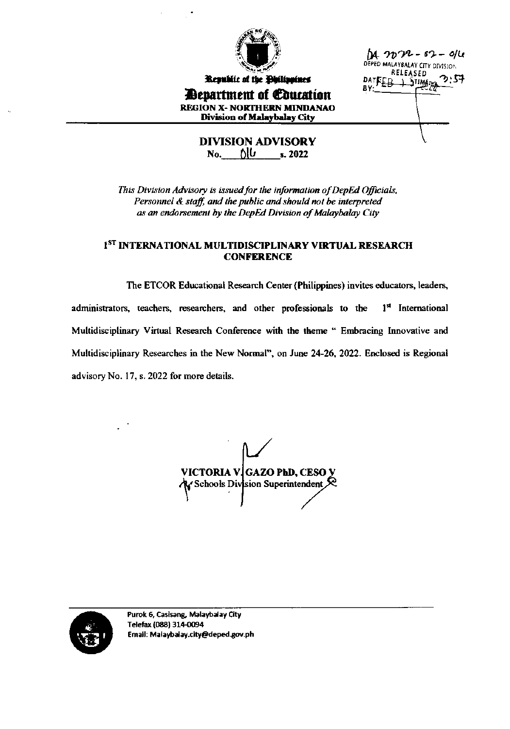Republic of the Philippines

**Department of Education**

**REGION X- NORTHERN MINDANAO**

**Division of Malaybalay City**

DA 2022-02-016

DEPED MALAYBALAY CITY DIVISION

RELEASED

DATE: FEB 1 2022 TIME: 3:57

BY:

## DIVISION ADVISORY

**No. 016 s. 2022**

*This Division Advisory is issued for the information of DepEd Officials, Personnel & staff, and the public and should not be interpreted as an endorsement by the DepEd Division of Malaybalay City*

### 1ST INTERNATIONAL MULTIDISCIPLINARY VIRTUAL RESEARCH CONFERENCE

The ETCOR Educational Research Center (Philippines) invites educators, leaders, administrators, teachers, researchers, and other professionals to the 1st International Multidisciplinary Virtual Research Conference with the theme " Embracing Innovative and Multidisciplinary Researches in the New Normal", on June 24-26, 2022. Enclosed is Regional advisory No. 17, s. 2022 for more details.

**VICTORIA V. GAZO PhD, CESO V**

Schools Division Superintendent

Purok 6, Casisang, Malaybalay City

Telefax (088) 314-0094

Email: Malaybalay.city@deped.gov.ph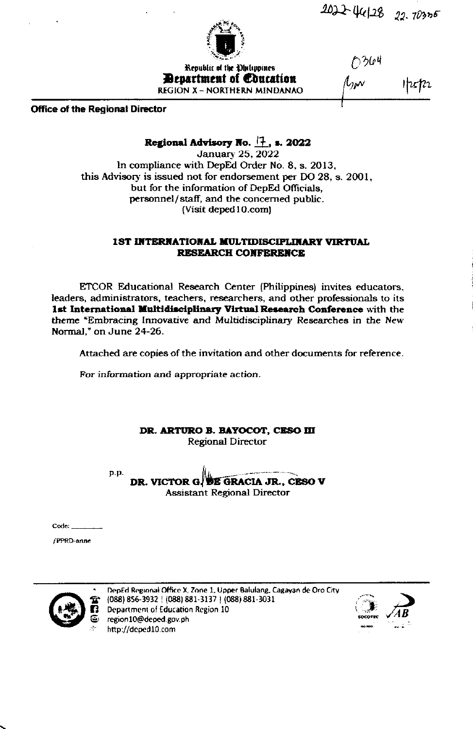2022-44128 22-70376

Republic of the Philippines
**Department of Education**
REGION X – NORTHERN MINDANAO

0364
1/25/22

**Office of the Regional Director**

**Regional Advisory No. 17, s. 2022**
January 25, 2022
In compliance with DepEd Order No. 8, s. 2013,
this Advisory is issued not for endorsement per DO 28, s. 2001,
but for the information of DepEd Officials,
personnel/staff, and the concerned public.
(Visit deped10.com)

## 1ST INTERNATIONAL MULTIDISCIPLINARY VIRTUAL RESEARCH CONFERENCE

ETCOR Educational Research Center (Philippines) invites educators, leaders, administrators, teachers, researchers, and other professionals to its **1st International Multidisciplinary Virtual Research Conference** with the theme "Embracing Innovative and Multidisciplinary Researches in the New Normal," on June 24-26.

Attached are copies of the invitation and other documents for reference.

For information and appropriate action.

**DR. ARTURO B. BAYOCOT, CESO III**
Regional Director

p.p.
**DR. VICTOR G. DE GRACIA JR., CESO V**
Assistant Regional Director

Code: ________

/PPRD-anne

DepEd Regional Office X, Zone 1, Upper Balulang, Cagayan de Oro City
(088) 856-3932 | (088) 881-3137 | (088) 881-3031
Department of Education Region 10
region10@deped.gov.ph
http://deped10.com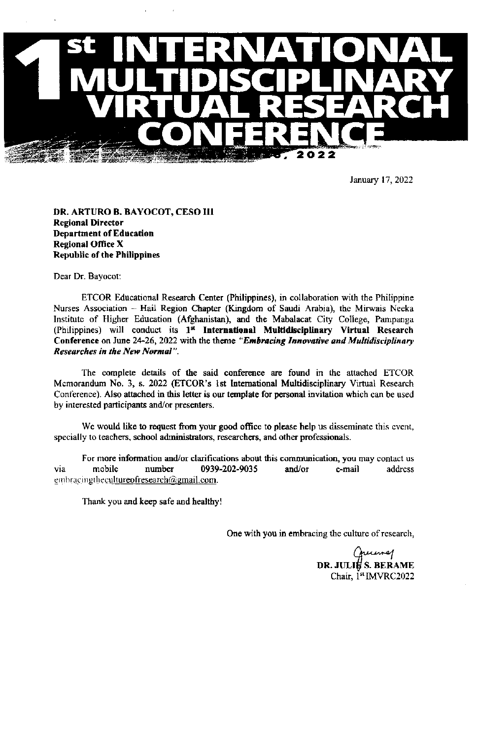# 1st INTERNATIONAL MULTIDISCIPLINARY VIRTUAL RESEARCH CONFERENCE

2022

January 17, 2022

**DR. ARTURO B. BAYOCOT, CESO III**
**Regional Director**
**Department of Education**
**Regional Office X**
**Republic of the Philippines**

Dear Dr. Bayocot:

ETCOR Educational Research Center (Philippines), in collaboration with the Philippine Nurses Association – Hail Region Chapter (Kingdom of Saudi Arabia), the Mirwais Neeka Institute of Higher Education (Afghanistan), and the Mabalacat City College, Pampanga (Philippines) will conduct its **1st International Multidisciplinary Virtual Research Conference** on June 24-26, 2022 with the theme ***"Embracing Innovative and Multidisciplinary Researches in the New Normal"***.

The complete details of the said conference are found in the attached ETCOR Memorandum No. 3, s. 2022 (ETCOR's 1st International Multidisciplinary Virtual Research Conference). Also attached in this letter is our template for personal invitation which can be used by interested participants and/or presenters.

We would like to request from your good office to please help us disseminate this event, specially to teachers, school administrators, researchers, and other professionals.

For more information and/or clarifications about this communication, you may contact us via mobile number 0939-202-9035 and/or e-mail address embracingthecultureofresearch@gmail.com.

Thank you and keep safe and healthy!

One with you in embracing the culture of research,

**DR. JULIUS S. BERAME**
Chair, 1st IMVRC2022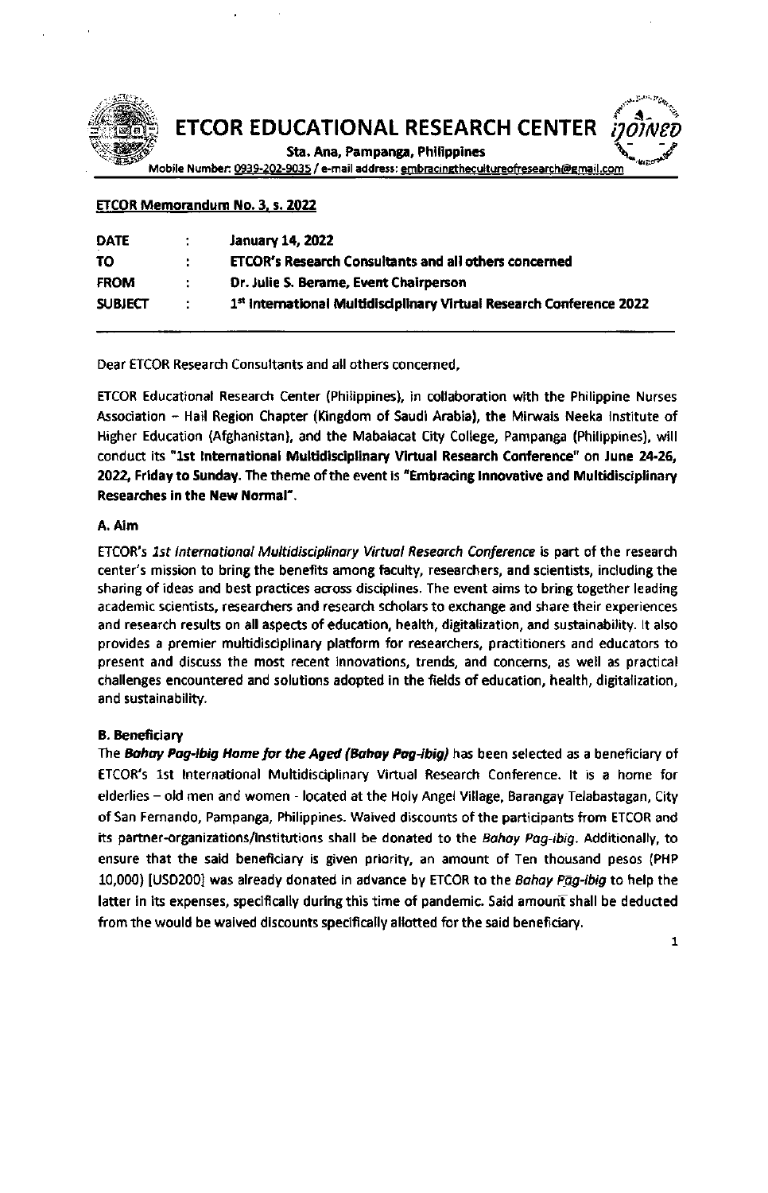# ETCOR EDUCATIONAL RESEARCH CENTER

**Sta. Ana, Pampanga, Philippines**

Mobile Number: 0939-202-9035 / e-mail address: embracingthecultureofresearch@gmail.com

**ETCOR Memorandum No. 3, s. 2022**

| | | |
|---|---|---|
| **DATE** | : | **January 14, 2022** |
| **TO** | : | **ETCOR's Research Consultants and all others concerned** |
| **FROM** | : | **Dr. Julie S. Berame, Event Chairperson** |
| **SUBJECT** | : | **1st International Multidisciplinary Virtual Research Conference 2022** |

Dear ETCOR Research Consultants and all others concerned,

ETCOR Educational Research Center (Philippines), in collaboration with the Philippine Nurses Association – Hail Region Chapter (Kingdom of Saudi Arabia), the Mirwais Neeka Institute of Higher Education (Afghanistan), and the Mabalacat City College, Pampanga (Philippines), will conduct its **"1st International Multidisciplinary Virtual Research Conference"** on **June 24-26, 2022, Friday to Sunday.** The theme of the event is **"Embracing Innovative and Multidisciplinary Researches in the New Normal".**

### A. Aim

ETCOR's *1st International Multidisciplinary Virtual Research Conference* is part of the research center's mission to bring the benefits among faculty, researchers, and scientists, including the sharing of ideas and best practices across disciplines. The event aims to bring together leading academic scientists, researchers and research scholars to exchange and share their experiences and research results on all aspects of education, health, digitalization, and sustainability. It also provides a premier multidisciplinary platform for researchers, practitioners and educators to present and discuss the most recent innovations, trends, and concerns, as well as practical challenges encountered and solutions adopted in the fields of education, health, digitalization, and sustainability.

### B. Beneficiary

The ***Bahay Pag-ibig Home for the Aged (Bahay Pag-ibig)*** has been selected as a beneficiary of ETCOR's 1st International Multidisciplinary Virtual Research Conference. It is a home for elderlies – old men and women - located at the Holy Angel Village, Barangay Telabastagan, City of San Fernando, Pampanga, Philippines. Waived discounts of the participants from ETCOR and its partner-organizations/institutions shall be donated to the *Bahay Pag-ibig*. Additionally, to ensure that the said beneficiary is given priority, an amount of Ten thousand pesos (PHP 10,000) [USD200] was already donated in advance by ETCOR to the *Bahay Pag-ibig* to help the latter in its expenses, specifically during this time of pandemic. Said amount shall be deducted from the would be waived discounts specifically allotted for the said beneficiary.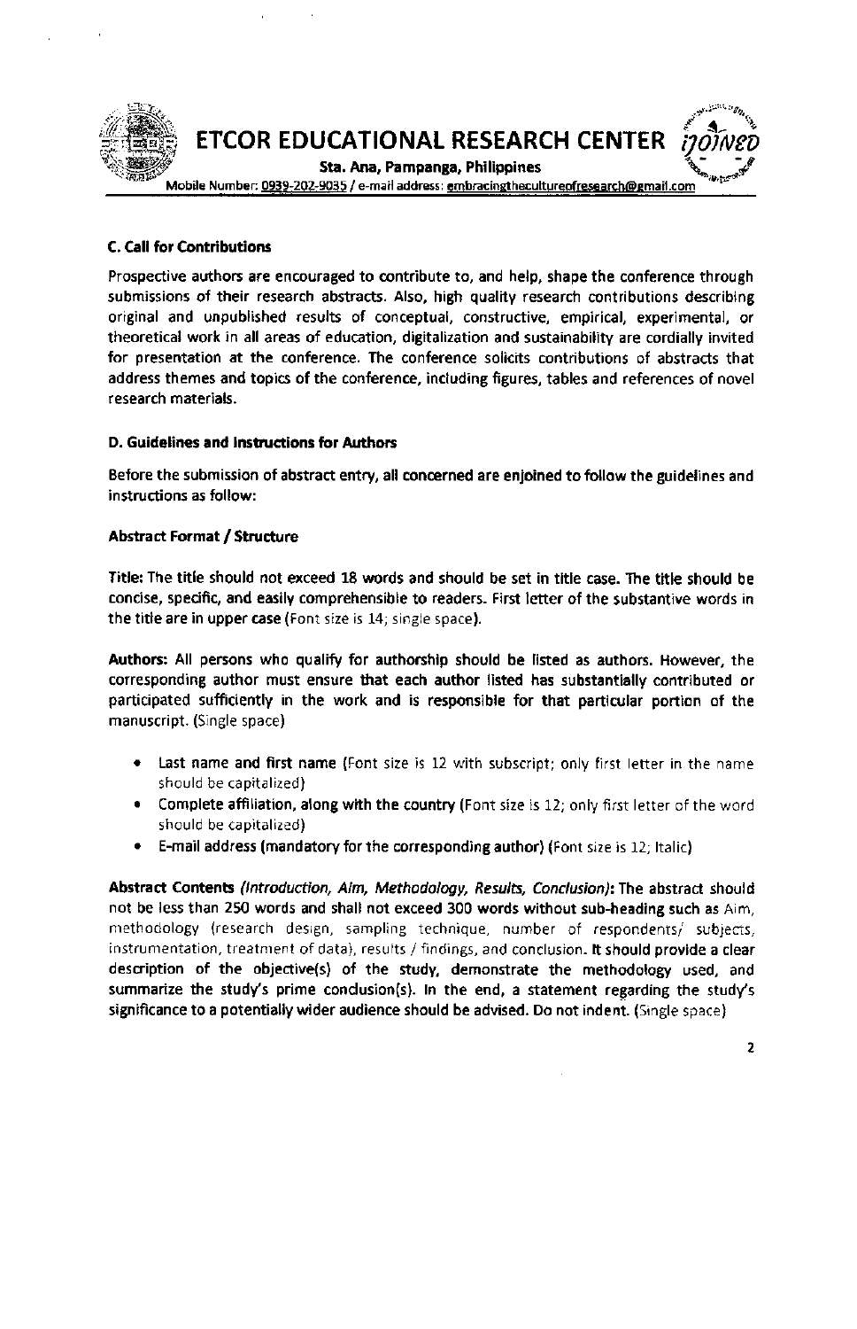### C. Call for Contributions

Prospective authors are encouraged to contribute to, and help, shape the conference through submissions of their research abstracts. Also, high quality research contributions describing original and unpublished results of conceptual, constructive, empirical, experimental, or theoretical work in all areas of education, digitalization and sustainability are cordially invited for presentation at the conference. The conference solicits contributions of abstracts that address themes and topics of the conference, including figures, tables and references of novel research materials.

### D. Guidelines and Instructions for Authors

Before the submission of abstract entry, all concerned are enjoined to follow the guidelines and instructions as follow:

**Abstract Format / Structure**

**Title:** The title should not exceed 18 words and should be set in title case. The title should be concise, specific, and easily comprehensible to readers. First letter of the substantive words in the title are in upper case (Font size is 14; single space).

**Authors:** All persons who qualify for authorship should be listed as authors. However, the corresponding author must ensure that each author listed has substantially contributed or participated sufficiently in the work and is responsible for that particular portion of the manuscript. (Single space)

- Last name and first name (Font size is 12 with subscript; only first letter in the name should be capitalized)
- Complete affiliation, along with the country (Font size is 12; only first letter of the word should be capitalized)
- E-mail address (mandatory for the corresponding author) (Font size is 12; Italic)

**Abstract Contents** ***(Introduction, Aim, Methodology, Results, Conclusion):*** The abstract should not be less than 250 words and shall not exceed 300 words without sub-heading such as Aim, methodology (research design, sampling technique, number of respondents/ subjects, instrumentation, treatment of data), results / findings, and conclusion. It should provide a clear description of the objective(s) of the study, demonstrate the methodology used, and summarize the study's prime conclusion(s). In the end, a statement regarding the study's significance to a potentially wider audience should be advised. Do not indent. (Single space)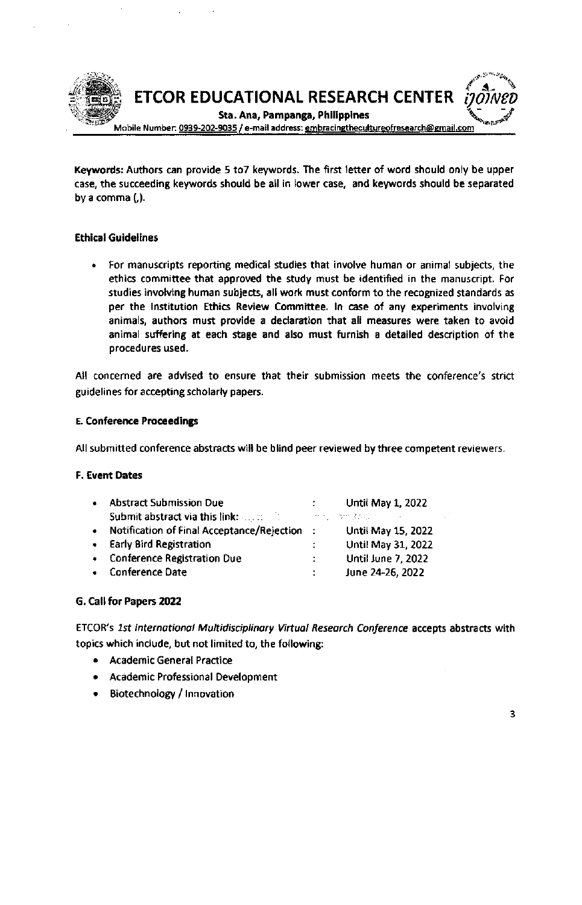**Keywords:** Authors can provide 5 to7 keywords. The first letter of word should only be upper case, the succeeding keywords should be all in lower case, and keywords should be separated by a comma (,).

**Ethical Guidelines**

- For manuscripts reporting medical studies that involve human or animal subjects, the ethics committee that approved the study must be identified in the manuscript. For studies involving human subjects, all work must conform to the recognized standards as per the Institution Ethics Review Committee. In case of any experiments involving animals, authors must provide a declaration that all measures were taken to avoid animal suffering at each stage and also must furnish a detailed description of the procedures used.

All concerned are advised to ensure that their submission meets the conference's strict guidelines for accepting scholarly papers.

**E. Conference Proceedings**

All submitted conference abstracts will be blind peer reviewed by three competent reviewers.

**F. Event Dates**

- Abstract Submission Due : Until May 1, 2022
  Submit abstract via this link:
- Notification of Final Acceptance/Rejection : Until May 15, 2022
- Early Bird Registration : Until May 31, 2022
- Conference Registration Due : Until June 7, 2022
- Conference Date : June 24-26, 2022

**G. Call for Papers 2022**

ETCOR's *1st International Multidisciplinary Virtual Research Conference* accepts abstracts with topics which include, but not limited to, the following:

- Academic General Practice
- Academic Professional Development
- Biotechnology / Innovation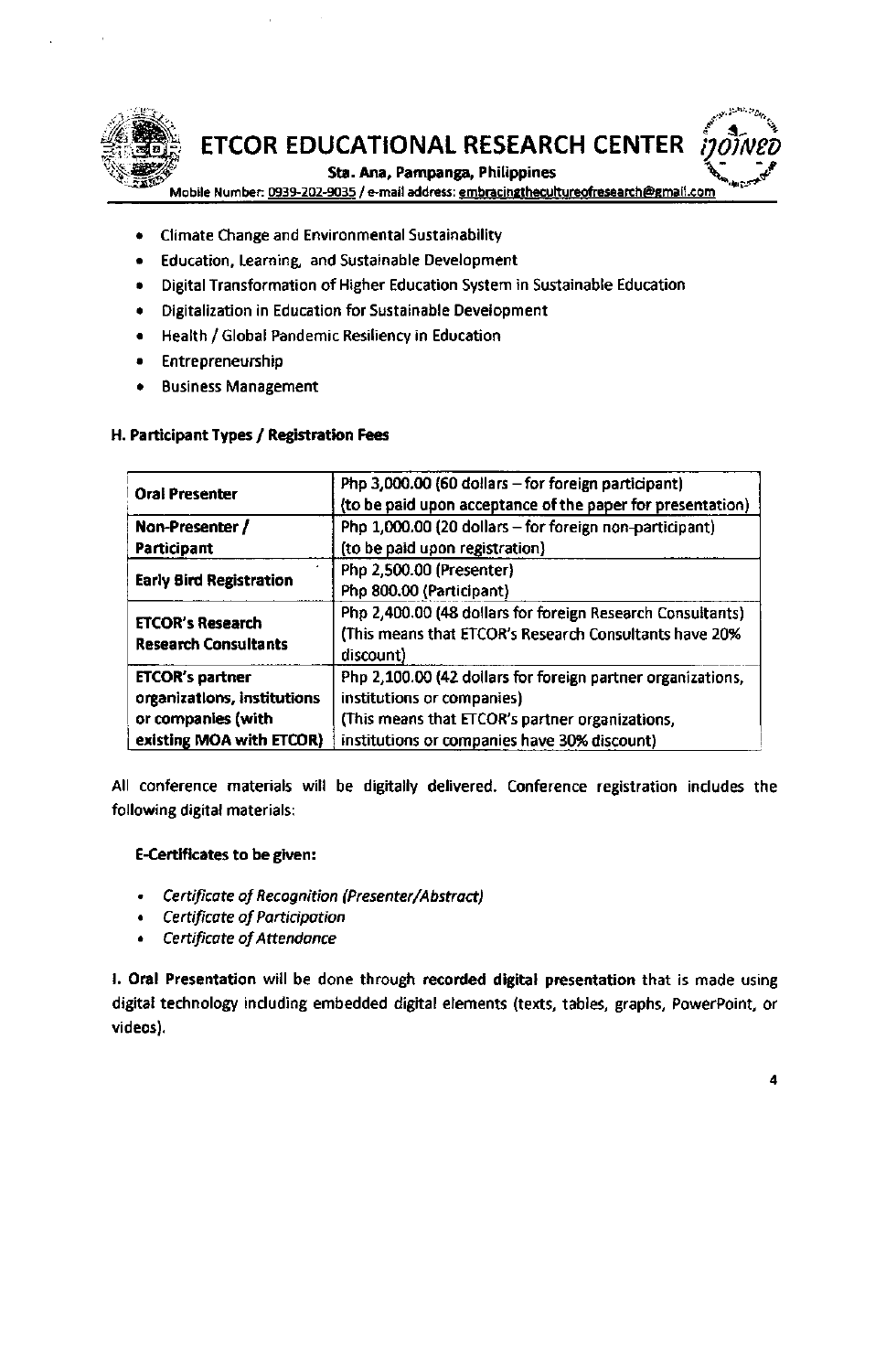- Climate Change and Environmental Sustainability
- Education, Learning, and Sustainable Development
- Digital Transformation of Higher Education System in Sustainable Education
- Digitalization in Education for Sustainable Development
- Health / Global Pandemic Resiliency in Education
- Entrepreneurship
- Business Management

**H. Participant Types / Registration Fees**

| | |
|---|---|
| **Oral Presenter** | Php 3,000.00 (60 dollars – for foreign participant) (to be paid upon acceptance of the paper for presentation) |
| **Non-Presenter / Participant** | Php 1,000.00 (20 dollars – for foreign non-participant) (to be paid upon registration) |
| **Early Bird Registration** | Php 2,500.00 (Presenter) Php 800.00 (Participant) |
| **ETCOR's Research Research Consultants** | Php 2,400.00 (48 dollars for foreign Research Consultants) (This means that ETCOR's Research Consultants have 20% discount) |
| **ETCOR's partner organizations, institutions or companies (with existing MOA with ETCOR)** | Php 2,100.00 (42 dollars for foreign partner organizations, institutions or companies) (This means that ETCOR's partner organizations, institutions or companies have 30% discount) |

All conference materials will be digitally delivered. Conference registration includes the following digital materials:

**E-Certificates to be given:**

- *Certificate of Recognition (Presenter/Abstract)*
- *Certificate of Participation*
- *Certificate of Attendance*

**I. Oral Presentation** will be done through **recorded digital presentation** that is made using digital technology including embedded digital elements (texts, tables, graphs, PowerPoint, or videos).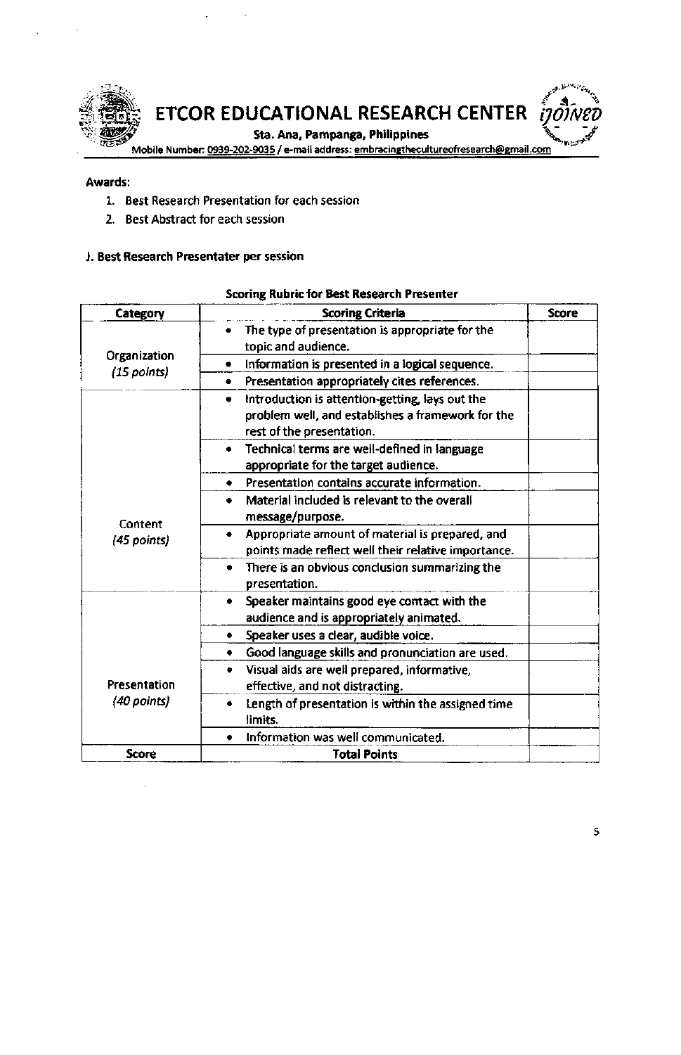**Awards:**

1. Best Research Presentation for each session
2. Best Abstract for each session

**J. Best Research Presentater per session**

**Scoring Rubric for Best Research Presenter**

| Category | Scoring Criteria | Score |
|---|---|---|
| Organization *(15 points)* | • The type of presentation is appropriate for the topic and audience. | |
| | • Information is presented in a logical sequence. | |
| | • Presentation appropriately cites references. | |
| Content *(45 points)* | • Introduction is attention-getting, lays out the problem well, and establishes a framework for the rest of the presentation. | |
| | • Technical terms are well-defined in language appropriate for the target audience. | |
| | • Presentation contains accurate information. | |
| | • Material included is relevant to the overall message/purpose. | |
| | • Appropriate amount of material is prepared, and points made reflect well their relative importance. | |
| | • There is an obvious conclusion summarizing the presentation. | |
| Presentation *(40 points)* | • Speaker maintains good eye contact with the audience and is appropriately animated. | |
| | • Speaker uses a clear, audible voice. | |
| | • Good language skills and pronunciation are used. | |
| | • Visual aids are well prepared, informative, effective, and not distracting. | |
| | • Length of presentation is within the assigned time limits. | |
| | • Information was well communicated. | |
| **Score** | **Total Points** | |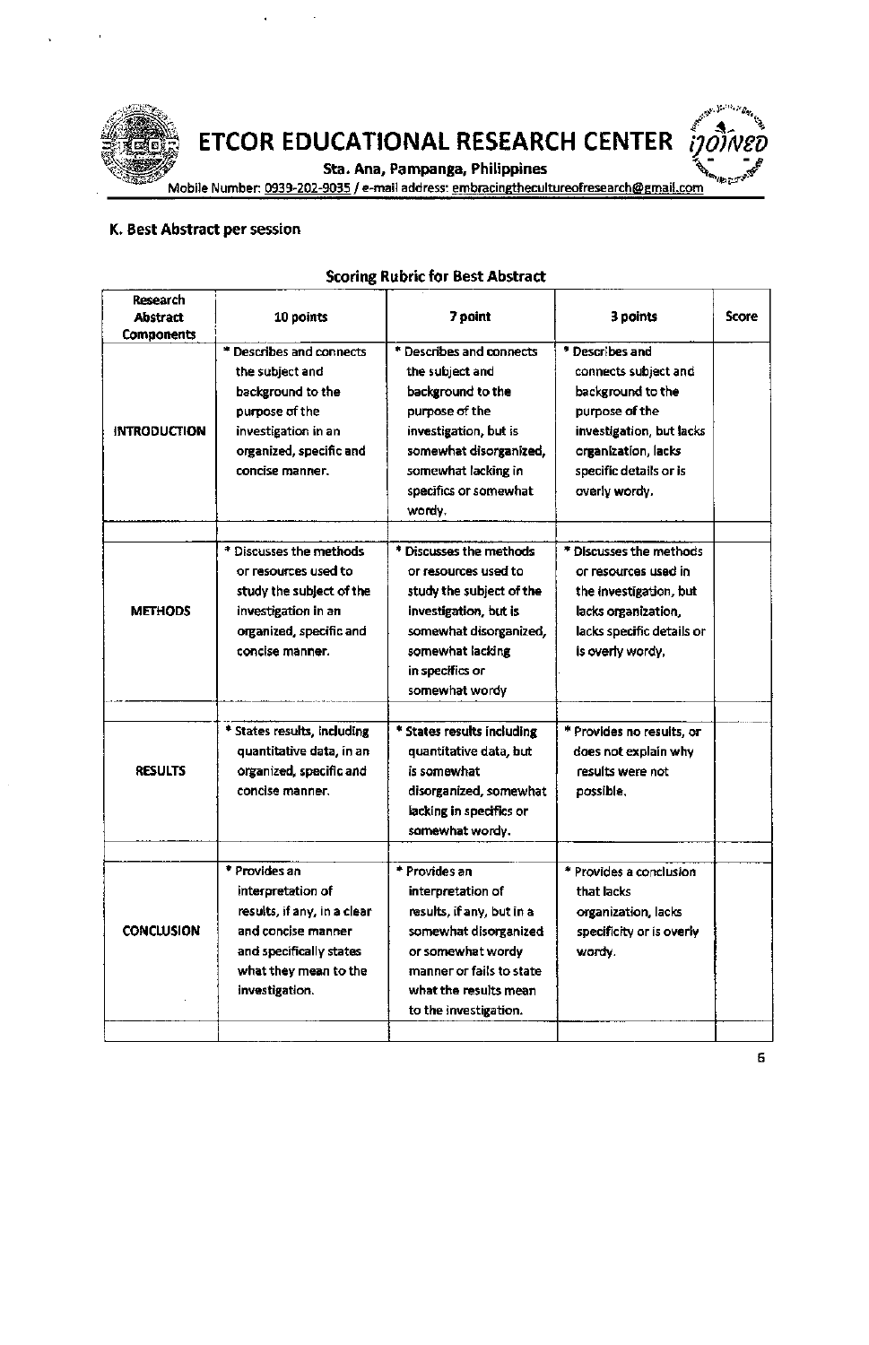### K. Best Abstract per session

**Scoring Rubric for Best Abstract**

| Research Abstract Components | 10 points | 7 point | 3 points | Score |
|---|---|---|---|---|
| INTRODUCTION | * Describes and connects the subject and background to the purpose of the investigation in an organized, specific and concise manner. | * Describes and connects the subject and background to the purpose of the investigation, but is somewhat disorganized, somewhat lacking in specifics or somewhat wordy. | * Describes and connects subject and background to the purpose of the investigation, but lacks organization, lacks specific details or is overly wordy. | |
| | | | | |
| METHODS | * Discusses the methods or resources used to study the subject of the investigation in an organized, specific and concise manner. | * Discusses the methods or resources used to study the subject of the investigation, but is somewhat disorganized, somewhat lacking in specifics or somewhat wordy | * Discusses the methods or resources used in the investigation, but lacks organization, lacks specific details or is overly wordy, | |
| | | | | |
| RESULTS | * States results, including quantitative data, in an organized, specific and concise manner. | * States results including quantitative data, but is somewhat disorganized, somewhat lacking in specifics or somewhat wordy. | * Provides no results, or does not explain why results were not possible. | |
| | | | | |
| CONCLUSION | * Provides an interpretation of results, if any, in a clear and concise manner and specifically states what they mean to the investigation. | * Provides an interpretation of results, if any, but in a somewhat disorganized or somewhat wordy manner or fails to state what the results mean to the investigation. | * Provides a conclusion that lacks organization, lacks specificity or is overly wordy. | |
| | | | | |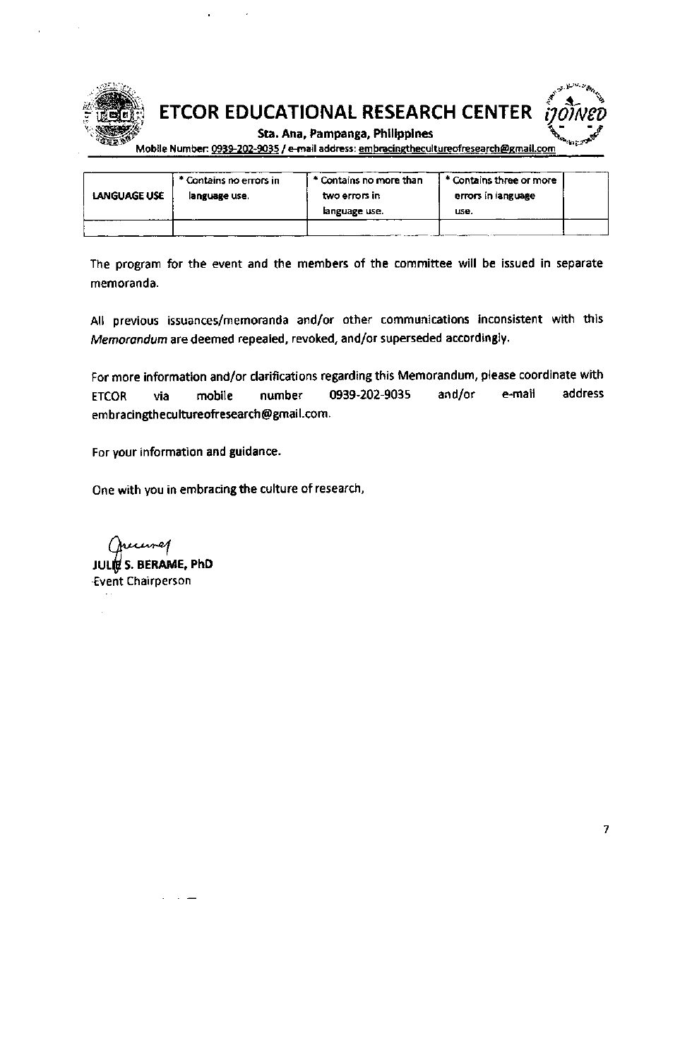| LANGUAGE USE | * Contains no errors in language use. | * Contains no more than two errors in language use. | * Contains three or more errors in language use. | |
|---|---|---|---|---|
| | | | | |

The program for the event and the members of the committee will be issued in separate memoranda.

All previous issuances/memoranda and/or other communications inconsistent with this *Memorandum* are deemed repealed, revoked, and/or superseded accordingly.

For more information and/or clarifications regarding this Memorandum, please coordinate with ETCOR via mobile number 0939-202-9035 and/or e-mail address embracingthecultureofresearch@gmail.com.

For your information and guidance.

One with you in embracing the culture of research,

**JULIE S. BERAME, PhD**
Event Chairperson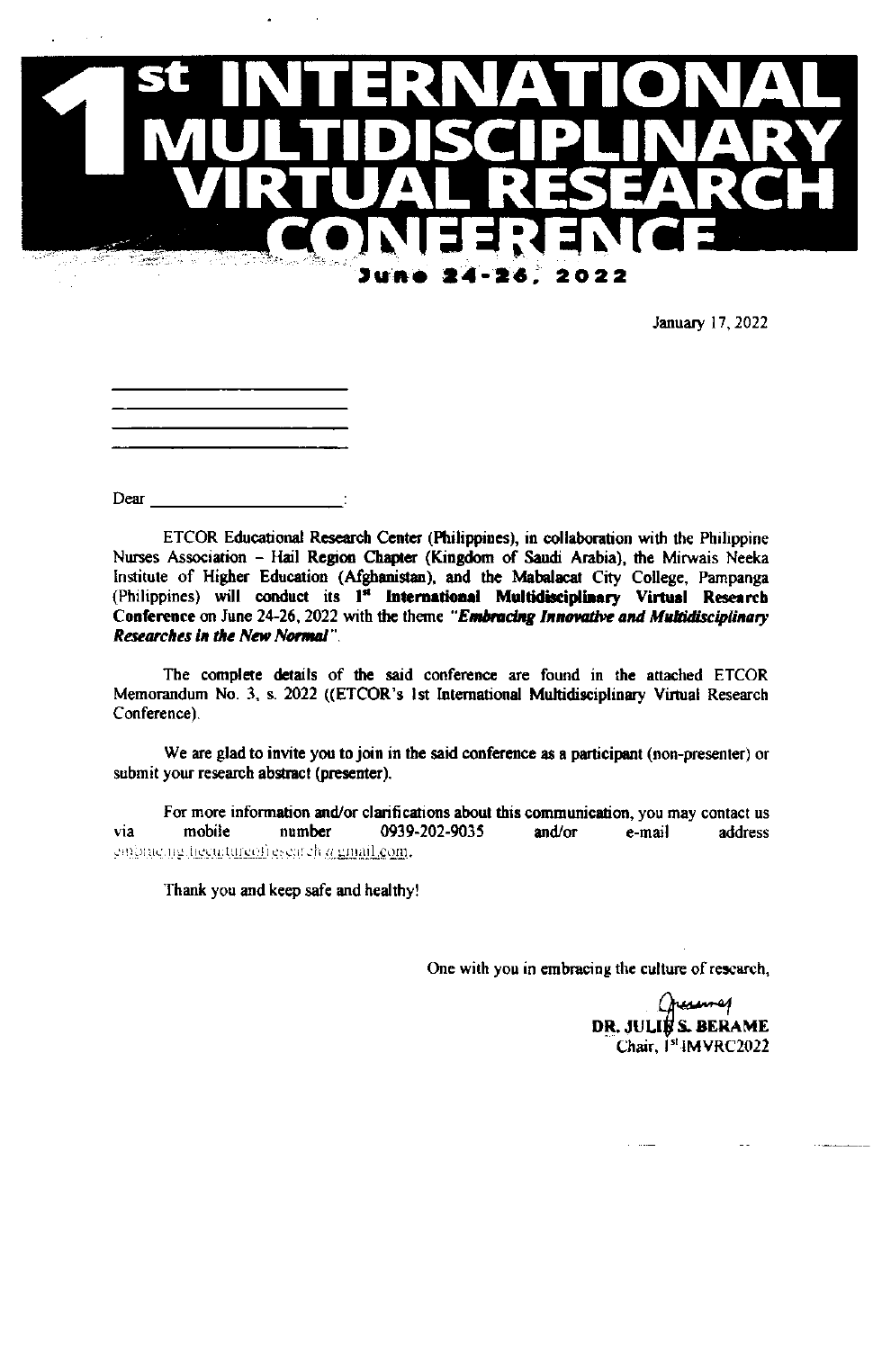# 1st INTERNATIONAL MULTIDISCIPLINARY VIRTUAL RESEARCH CONFERENCE

June 24-26, 2022

January 17, 2022

\_\_\_\_\_\_\_\_\_\_\_\_\_\_\_\_\_\_\_\_\_\_\_\_\_\_
\_\_\_\_\_\_\_\_\_\_\_\_\_\_\_\_\_\_\_\_\_\_\_\_\_\_
\_\_\_\_\_\_\_\_\_\_\_\_\_\_\_\_\_\_\_\_\_\_\_\_\_\_
\_\_\_\_\_\_\_\_\_\_\_\_\_\_\_\_\_\_\_\_\_\_\_\_\_\_

Dear \_\_\_\_\_\_\_\_\_\_\_\_\_\_\_\_\_\_\_\_\_\_:

ETCOR Educational Research Center (Philippines), in collaboration with the Philippine Nurses Association – Hail Region Chapter (Kingdom of Saudi Arabia), the Mirwais Neeka Institute of Higher Education (Afghanistan), and the Mabalacat City College, Pampanga (Philippines) will conduct its **1st International Multidisciplinary Virtual Research Conference** on June 24-26, 2022 with the theme ***"Embracing Innovative and Multidisciplinary Researches in the New Normal"***.

The complete details of the said conference are found in the attached ETCOR Memorandum No. 3, s. 2022 ((ETCOR's 1st International Multidisciplinary Virtual Research Conference).

We are glad to invite you to join in the said conference as a participant (non-presenter) or submit your research abstract (presenter).

For more information and/or clarifications about this communication, you may contact us via mobile number 0939-202-9035 and/or e-mail address embracingthecultureofresearch@gmail.com.

Thank you and keep safe and healthy!

One with you in embracing the culture of research,

**DR. JULIE S. BERAME**
Chair, 1st IMVRC2022